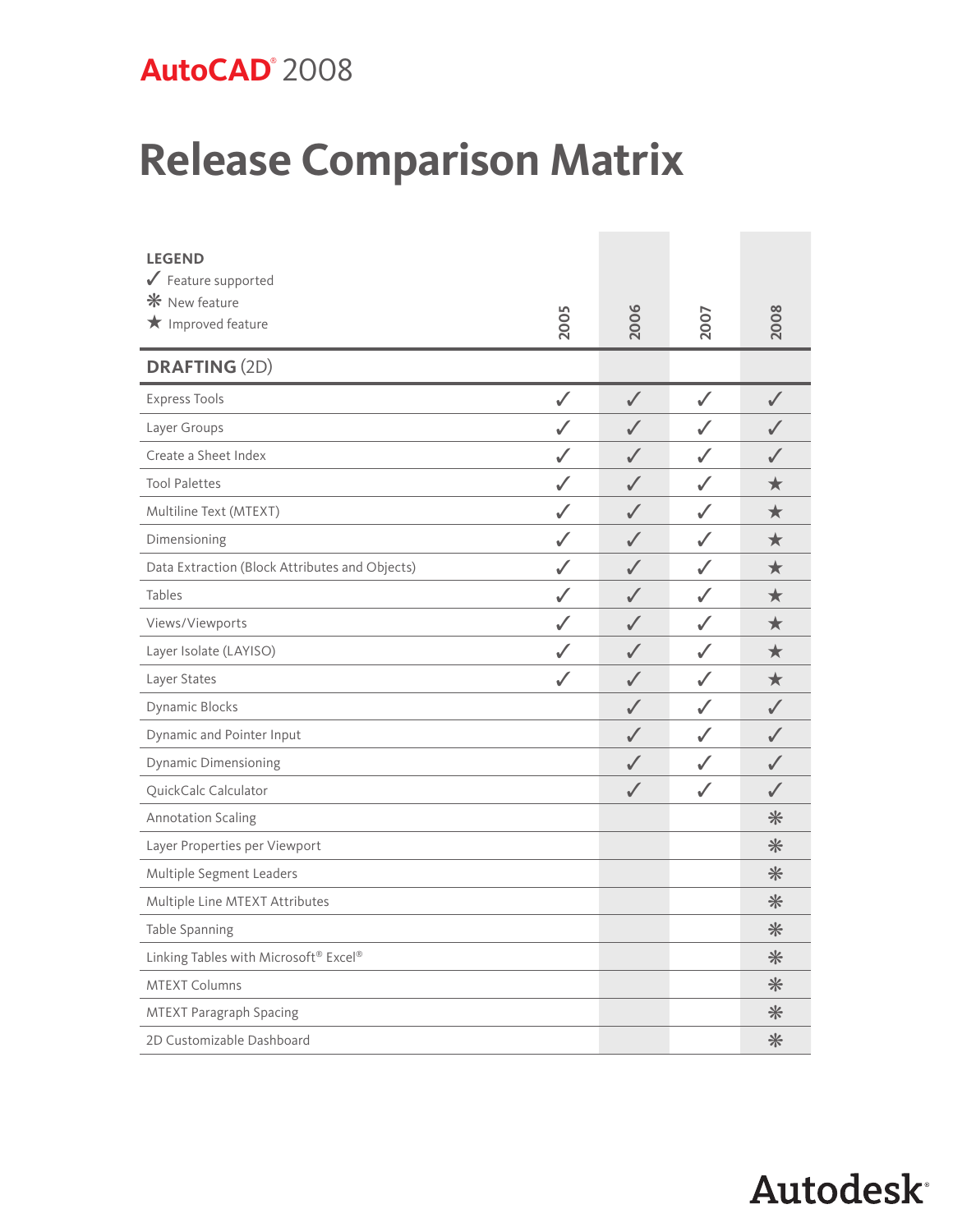# AutoCAD® 2008

# Release Comparison Matrix

**LEGEND**
✓ Feature supported
❋ New feature
★ Improved feature

| DRAFTING (2D) | 2005 | 2006 | 2007 | 2008 |
|---|---|---|---|---|
| Express Tools | ✓ | ✓ | ✓ | ✓ |
| Layer Groups | ✓ | ✓ | ✓ | ✓ |
| Create a Sheet Index | ✓ | ✓ | ✓ | ✓ |
| Tool Palettes | ✓ | ✓ | ✓ | ★ |
| Multiline Text (MTEXT) | ✓ | ✓ | ✓ | ★ |
| Dimensioning | ✓ | ✓ | ✓ | ★ |
| Data Extraction (Block Attributes and Objects) | ✓ | ✓ | ✓ | ★ |
| Tables | ✓ | ✓ | ✓ | ★ |
| Views/Viewports | ✓ | ✓ | ✓ | ★ |
| Layer Isolate (LAYISO) | ✓ | ✓ | ✓ | ★ |
| Layer States | ✓ | ✓ | ✓ | ★ |
| Dynamic Blocks | | ✓ | ✓ | ✓ |
| Dynamic and Pointer Input | | ✓ | ✓ | ✓ |
| Dynamic Dimensioning | | ✓ | ✓ | ✓ |
| QuickCalc Calculator | | ✓ | ✓ | ✓ |
| Annotation Scaling | | | | ❋ |
| Layer Properties per Viewport | | | | ❋ |
| Multiple Segment Leaders | | | | ❋ |
| Multiple Line MTEXT Attributes | | | | ❋ |
| Table Spanning | | | | ❋ |
| Linking Tables with Microsoft® Excel® | | | | ❋ |
| MTEXT Columns | | | | ❋ |
| MTEXT Paragraph Spacing | | | | ❋ |
| 2D Customizable Dashboard | | | | ❋ |

Autodesk®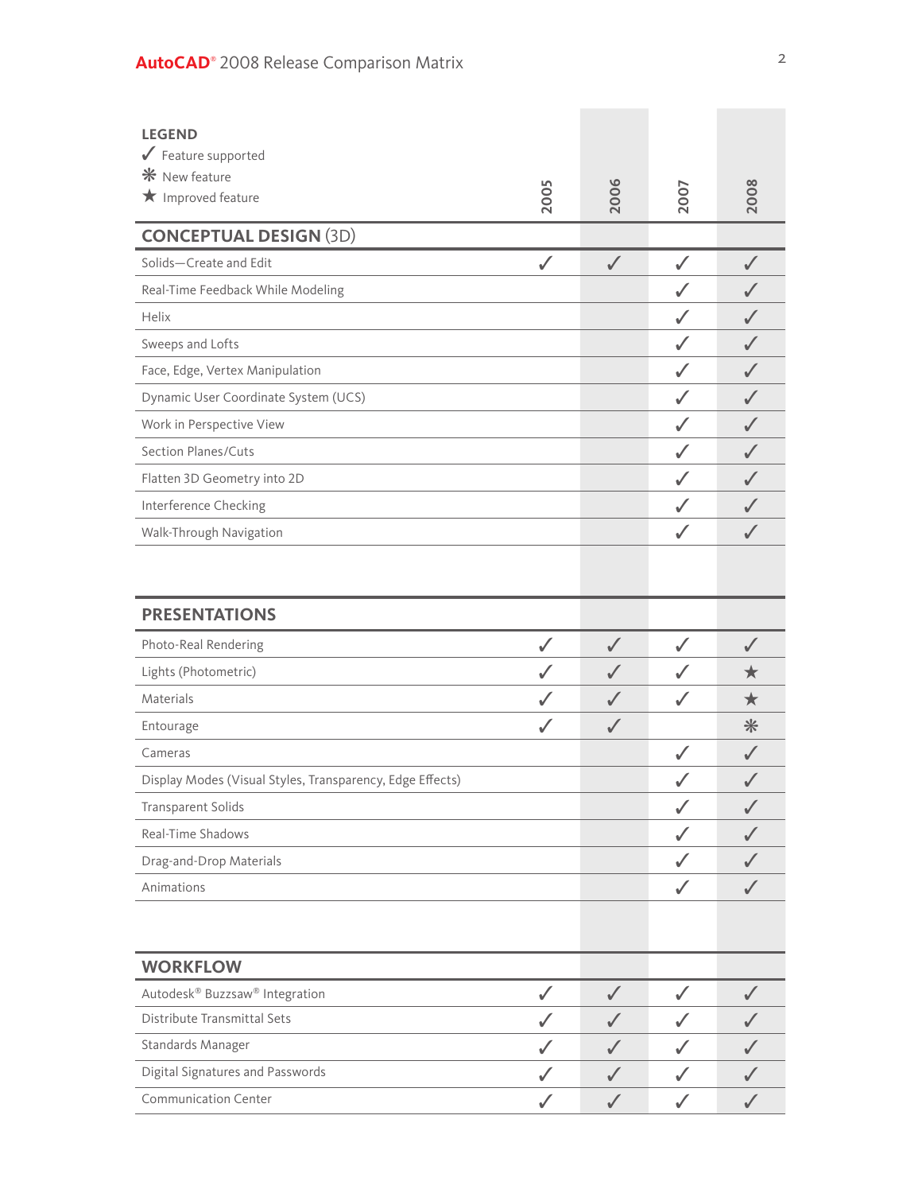**LEGEND**

✓ Feature supported
❋ New feature
★ Improved feature

| | 2005 | 2006 | 2007 | 2008 |
|---|---|---|---|---|
| **CONCEPTUAL DESIGN (3D)** | | | | |
| Solids—Create and Edit | ✓ | ✓ | ✓ | ✓ |
| Real-Time Feedback While Modeling | | | ✓ | ✓ |
| Helix | | | ✓ | ✓ |
| Sweeps and Lofts | | | ✓ | ✓ |
| Face, Edge, Vertex Manipulation | | | ✓ | ✓ |
| Dynamic User Coordinate System (UCS) | | | ✓ | ✓ |
| Work in Perspective View | | | ✓ | ✓ |
| Section Planes/Cuts | | | ✓ | ✓ |
| Flatten 3D Geometry into 2D | | | ✓ | ✓ |
| Interference Checking | | | ✓ | ✓ |
| Walk-Through Navigation | | | ✓ | ✓ |
| **PRESENTATIONS** | | | | |
| Photo-Real Rendering | ✓ | ✓ | ✓ | ✓ |
| Lights (Photometric) | ✓ | ✓ | ✓ | ★ |
| Materials | ✓ | ✓ | ✓ | ★ |
| Entourage | ✓ | ✓ | | ❋ |
| Cameras | | | ✓ | ✓ |
| Display Modes (Visual Styles, Transparency, Edge Effects) | | | ✓ | ✓ |
| Transparent Solids | | | ✓ | ✓ |
| Real-Time Shadows | | | ✓ | ✓ |
| Drag-and-Drop Materials | | | ✓ | ✓ |
| Animations | | | ✓ | ✓ |
| **WORKFLOW** | | | | |
| Autodesk® Buzzsaw® Integration | ✓ | ✓ | ✓ | ✓ |
| Distribute Transmittal Sets | ✓ | ✓ | ✓ | ✓ |
| Standards Manager | ✓ | ✓ | ✓ | ✓ |
| Digital Signatures and Passwords | ✓ | ✓ | ✓ | ✓ |
| Communication Center | ✓ | ✓ | ✓ | ✓ |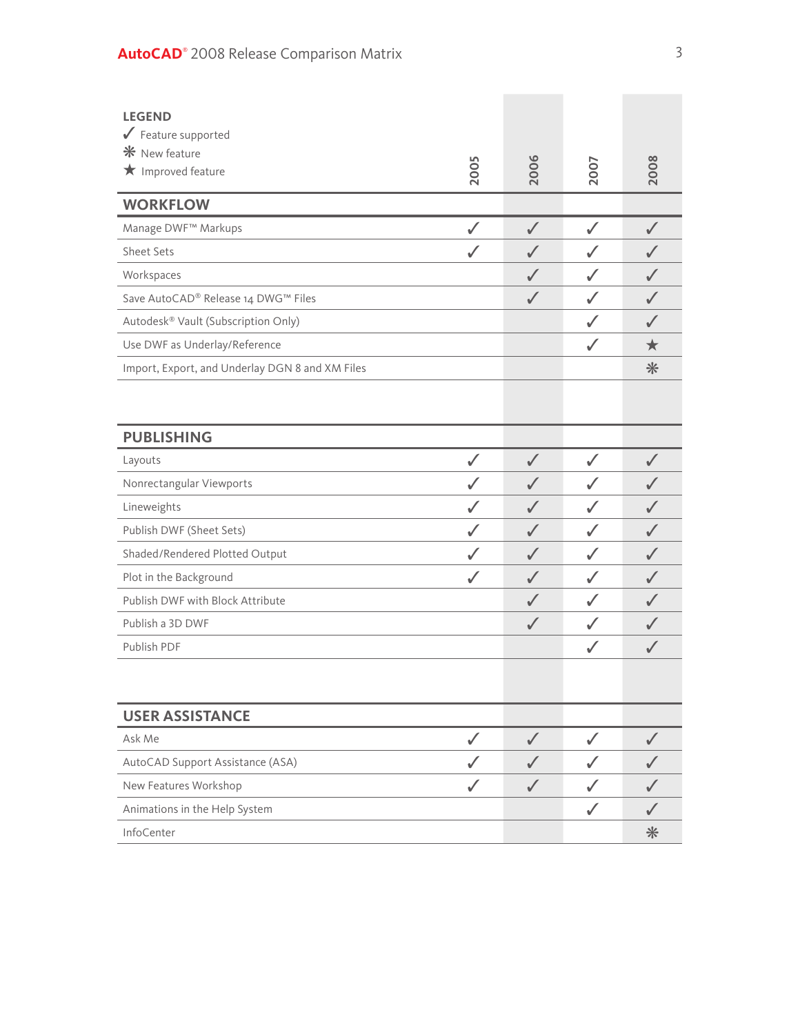**LEGEND**

✓ Feature supported

❋ New feature

★ Improved feature

| | 2005 | 2006 | 2007 | 2008 |
|---|---|---|---|---|
| **WORKFLOW** | | | | |
| Manage DWF™ Markups | ✓ | ✓ | ✓ | ✓ |
| Sheet Sets | ✓ | ✓ | ✓ | ✓ |
| Workspaces | | ✓ | ✓ | ✓ |
| Save AutoCAD® Release 14 DWG™ Files | | ✓ | ✓ | ✓ |
| Autodesk® Vault (Subscription Only) | | | ✓ | ✓ |
| Use DWF as Underlay/Reference | | | ✓ | ★ |
| Import, Export, and Underlay DGN 8 and XM Files | | | | ❋ |
| **PUBLISHING** | | | | |
| Layouts | ✓ | ✓ | ✓ | ✓ |
| Nonrectangular Viewports | ✓ | ✓ | ✓ | ✓ |
| Lineweights | ✓ | ✓ | ✓ | ✓ |
| Publish DWF (Sheet Sets) | ✓ | ✓ | ✓ | ✓ |
| Shaded/Rendered Plotted Output | ✓ | ✓ | ✓ | ✓ |
| Plot in the Background | ✓ | ✓ | ✓ | ✓ |
| Publish DWF with Block Attribute | | ✓ | ✓ | ✓ |
| Publish a 3D DWF | | ✓ | ✓ | ✓ |
| Publish PDF | | | ✓ | ✓ |
| **USER ASSISTANCE** | | | | |
| Ask Me | ✓ | ✓ | ✓ | ✓ |
| AutoCAD Support Assistance (ASA) | ✓ | ✓ | ✓ | ✓ |
| New Features Workshop | ✓ | ✓ | ✓ | ✓ |
| Animations in the Help System | | | ✓ | ✓ |
| InfoCenter | | | | ❋ |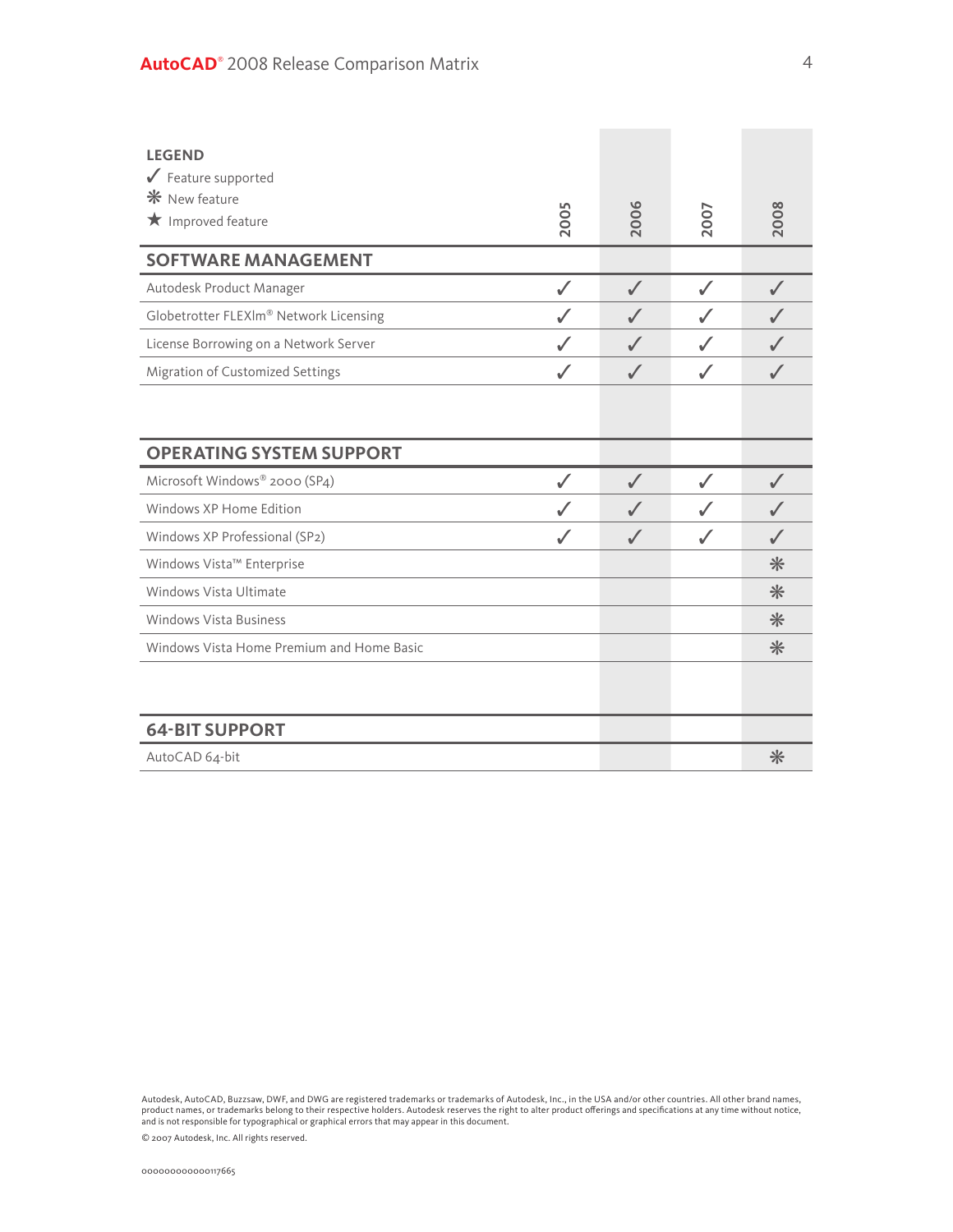**LEGEND**

✓ Feature supported
❋ New feature
★ Improved feature

| | 2005 | 2006 | 2007 | 2008 |
|---|---|---|---|---|
| **SOFTWARE MANAGEMENT** | | | | |
| Autodesk Product Manager | ✓ | ✓ | ✓ | ✓ |
| Globetrotter FLEXlm® Network Licensing | ✓ | ✓ | ✓ | ✓ |
| License Borrowing on a Network Server | ✓ | ✓ | ✓ | ✓ |
| Migration of Customized Settings | ✓ | ✓ | ✓ | ✓ |
| **OPERATING SYSTEM SUPPORT** | | | | |
| Microsoft Windows® 2000 (SP4) | ✓ | ✓ | ✓ | ✓ |
| Windows XP Home Edition | ✓ | ✓ | ✓ | ✓ |
| Windows XP Professional (SP2) | ✓ | ✓ | ✓ | ✓ |
| Windows Vista™ Enterprise | | | | ❋ |
| Windows Vista Ultimate | | | | ❋ |
| Windows Vista Business | | | | ❋ |
| Windows Vista Home Premium and Home Basic | | | | ❋ |
| **64-BIT SUPPORT** | | | | |
| AutoCAD 64-bit | | | | ❋ |

Autodesk, AutoCAD, Buzzsaw, DWF, and DWG are registered trademarks or trademarks of Autodesk, Inc., in the USA and/or other countries. All other brand names, product names, or trademarks belong to their respective holders. Autodesk reserves the right to alter product offerings and specifications at any time without notice, and is not responsible for typographical or graphical errors that may appear in this document.

© 2007 Autodesk, Inc. All rights reserved.

000000000000117665